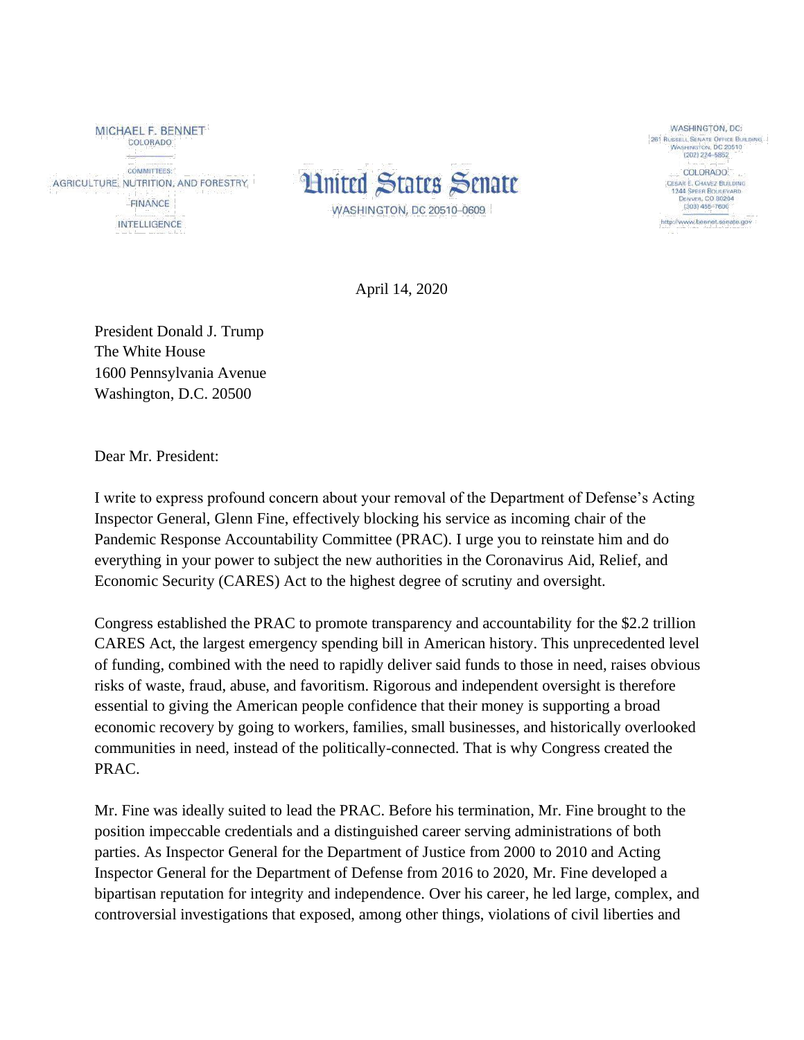MICHAEL F. BENNET
COLORADO

COMMITTEES:
AGRICULTURE, NUTRITION, AND FORESTRY
FINANCE
INTELLIGENCE

United States Senate
WASHINGTON, DC 20510–0609

WASHINGTON, DC:
261 RUSSELL SENATE OFFICE BUILDING
WASHINGTON, DC 20510
(202) 224-5852

COLORADO:
CESAR E. CHAVEZ BUILDING
1244 SPEER BOULEVARD
DENVER, CO 80204
(303) 455-7600

http://www.bennet.senate.gov

April 14, 2020

President Donald J. Trump
The White House
1600 Pennsylvania Avenue
Washington, D.C. 20500

Dear Mr. President:

I write to express profound concern about your removal of the Department of Defense's Acting Inspector General, Glenn Fine, effectively blocking his service as incoming chair of the Pandemic Response Accountability Committee (PRAC). I urge you to reinstate him and do everything in your power to subject the new authorities in the Coronavirus Aid, Relief, and Economic Security (CARES) Act to the highest degree of scrutiny and oversight.

Congress established the PRAC to promote transparency and accountability for the $2.2 trillion CARES Act, the largest emergency spending bill in American history. This unprecedented level of funding, combined with the need to rapidly deliver said funds to those in need, raises obvious risks of waste, fraud, abuse, and favoritism. Rigorous and independent oversight is therefore essential to giving the American people confidence that their money is supporting a broad economic recovery by going to workers, families, small businesses, and historically overlooked communities in need, instead of the politically-connected. That is why Congress created the PRAC.

Mr. Fine was ideally suited to lead the PRAC. Before his termination, Mr. Fine brought to the position impeccable credentials and a distinguished career serving administrations of both parties. As Inspector General for the Department of Justice from 2000 to 2010 and Acting Inspector General for the Department of Defense from 2016 to 2020, Mr. Fine developed a bipartisan reputation for integrity and independence. Over his career, he led large, complex, and controversial investigations that exposed, among other things, violations of civil liberties and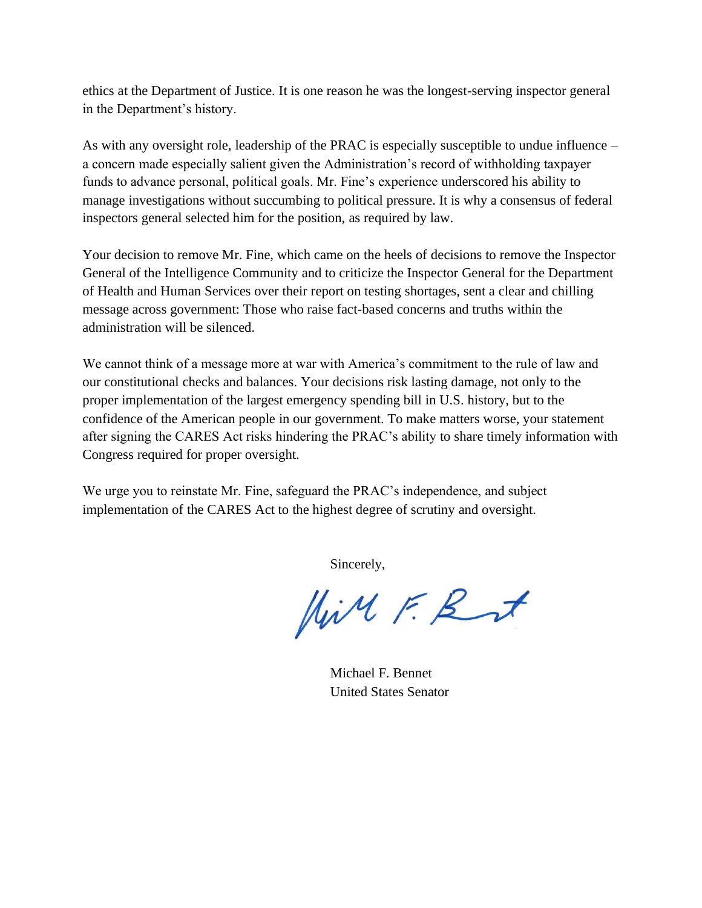ethics at the Department of Justice. It is one reason he was the longest-serving inspector general in the Department's history.

As with any oversight role, leadership of the PRAC is especially susceptible to undue influence – a concern made especially salient given the Administration's record of withholding taxpayer funds to advance personal, political goals. Mr. Fine's experience underscored his ability to manage investigations without succumbing to political pressure. It is why a consensus of federal inspectors general selected him for the position, as required by law.

Your decision to remove Mr. Fine, which came on the heels of decisions to remove the Inspector General of the Intelligence Community and to criticize the Inspector General for the Department of Health and Human Services over their report on testing shortages, sent a clear and chilling message across government: Those who raise fact-based concerns and truths within the administration will be silenced.

We cannot think of a message more at war with America's commitment to the rule of law and our constitutional checks and balances. Your decisions risk lasting damage, not only to the proper implementation of the largest emergency spending bill in U.S. history, but to the confidence of the American people in our government. To make matters worse, your statement after signing the CARES Act risks hindering the PRAC's ability to share timely information with Congress required for proper oversight.

We urge you to reinstate Mr. Fine, safeguard the PRAC's independence, and subject implementation of the CARES Act to the highest degree of scrutiny and oversight.

Sincerely,

Michael F. Bennet
United States Senator